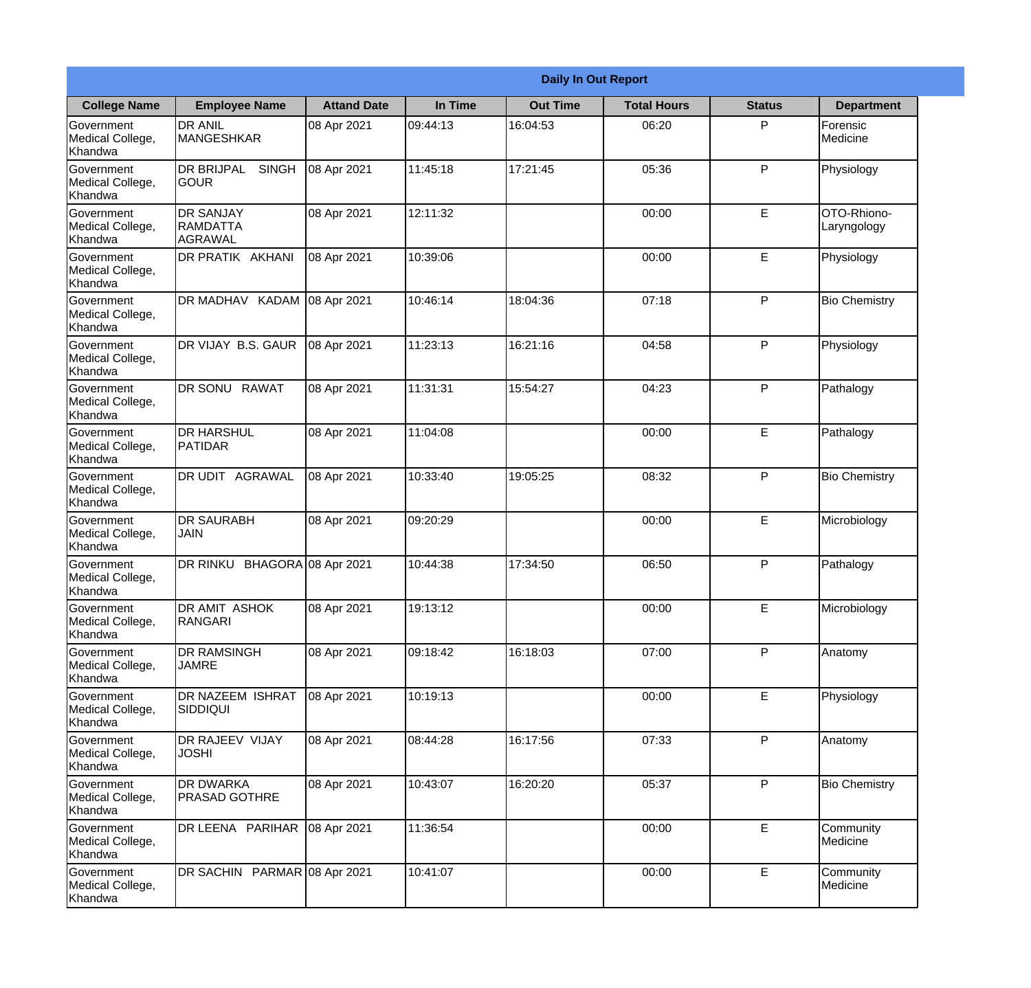| Daily In Out Report | | | | | | | |
|---|---|---|---|---|---|---|---|
| **College Name** | **Employee Name** | **Attand Date** | **In Time** | **Out Time** | **Total Hours** | **Status** | **Department** |
| Government Medical College, Khandwa | DR ANIL MANGESHKAR | 08 Apr 2021 | 09:44:13 | 16:04:53 | 06:20 | P | Forensic Medicine |
| Government Medical College, Khandwa | DR BRIJPAL SINGH GOUR | 08 Apr 2021 | 11:45:18 | 17:21:45 | 05:36 | P | Physiology |
| Government Medical College, Khandwa | DR SANJAY RAMDATTA AGRAWAL | 08 Apr 2021 | 12:11:32 | | 00:00 | E | OTO-Rhiono-Laryngology |
| Government Medical College, Khandwa | DR PRATIK AKHANI | 08 Apr 2021 | 10:39:06 | | 00:00 | E | Physiology |
| Government Medical College, Khandwa | DR MADHAV KADAM | 08 Apr 2021 | 10:46:14 | 18:04:36 | 07:18 | P | Bio Chemistry |
| Government Medical College, Khandwa | DR VIJAY B.S. GAUR | 08 Apr 2021 | 11:23:13 | 16:21:16 | 04:58 | P | Physiology |
| Government Medical College, Khandwa | DR SONU RAWAT | 08 Apr 2021 | 11:31:31 | 15:54:27 | 04:23 | P | Pathalogy |
| Government Medical College, Khandwa | DR HARSHUL PATIDAR | 08 Apr 2021 | 11:04:08 | | 00:00 | E | Pathalogy |
| Government Medical College, Khandwa | DR UDIT AGRAWAL | 08 Apr 2021 | 10:33:40 | 19:05:25 | 08:32 | P | Bio Chemistry |
| Government Medical College, Khandwa | DR SAURABH JAIN | 08 Apr 2021 | 09:20:29 | | 00:00 | E | Microbiology |
| Government Medical College, Khandwa | DR RINKU BHAGORA | 08 Apr 2021 | 10:44:38 | 17:34:50 | 06:50 | P | Pathalogy |
| Government Medical College, Khandwa | DR AMIT ASHOK RANGARI | 08 Apr 2021 | 19:13:12 | | 00:00 | E | Microbiology |
| Government Medical College, Khandwa | DR RAMSINGH JAMRE | 08 Apr 2021 | 09:18:42 | 16:18:03 | 07:00 | P | Anatomy |
| Government Medical College, Khandwa | DR NAZEEM ISHRAT SIDDIQUI | 08 Apr 2021 | 10:19:13 | | 00:00 | E | Physiology |
| Government Medical College, Khandwa | DR RAJEEV VIJAY JOSHI | 08 Apr 2021 | 08:44:28 | 16:17:56 | 07:33 | P | Anatomy |
| Government Medical College, Khandwa | DR DWARKA PRASAD GOTHRE | 08 Apr 2021 | 10:43:07 | 16:20:20 | 05:37 | P | Bio Chemistry |
| Government Medical College, Khandwa | DR LEENA PARIHAR | 08 Apr 2021 | 11:36:54 | | 00:00 | E | Community Medicine |
| Government Medical College, Khandwa | DR SACHIN PARMAR | 08 Apr 2021 | 10:41:07 | | 00:00 | E | Community Medicine |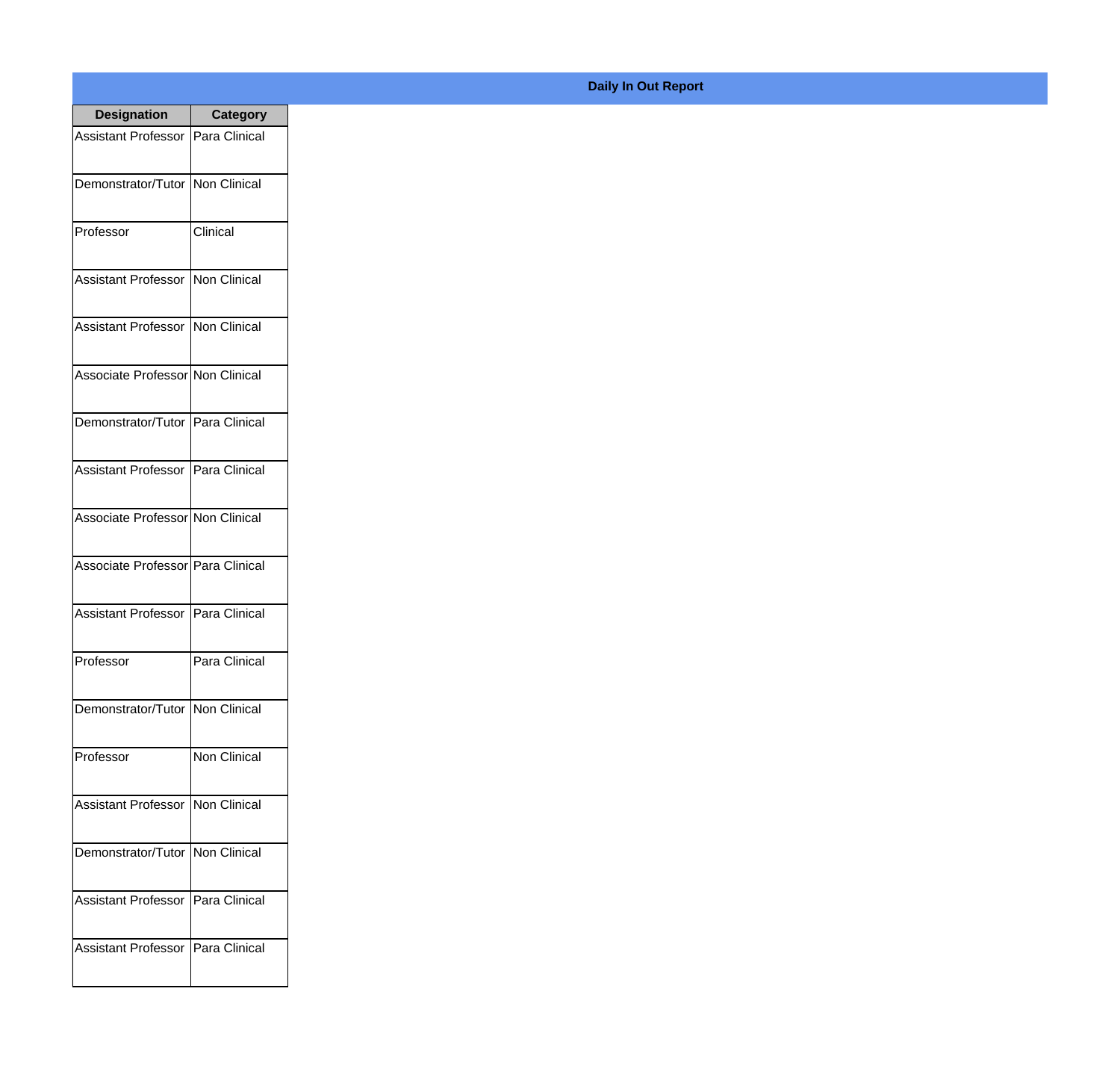**Daily In Out Report**

| Designation | Category |
|---|---|
| Assistant Professor | Para Clinical |
| Demonstrator/Tutor | Non Clinical |
| Professor | Clinical |
| Assistant Professor | Non Clinical |
| Assistant Professor | Non Clinical |
| Associate Professor | Non Clinical |
| Demonstrator/Tutor | Para Clinical |
| Assistant Professor | Para Clinical |
| Associate Professor | Non Clinical |
| Associate Professor | Para Clinical |
| Assistant Professor | Para Clinical |
| Professor | Para Clinical |
| Demonstrator/Tutor | Non Clinical |
| Professor | Non Clinical |
| Assistant Professor | Non Clinical |
| Demonstrator/Tutor | Non Clinical |
| Assistant Professor | Para Clinical |
| Assistant Professor | Para Clinical |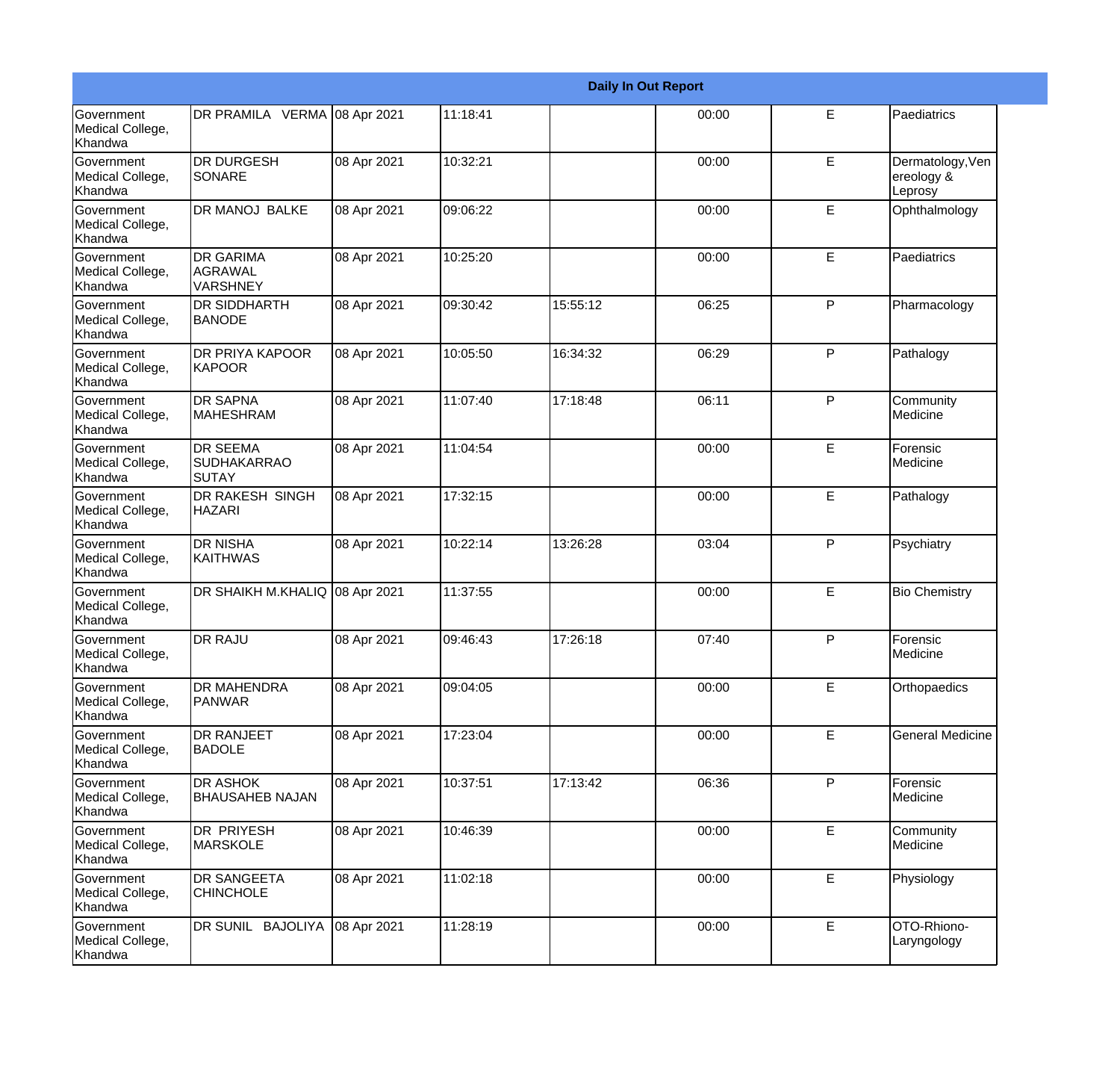| Daily In Out Report | | | | | | | |
|---|---|---|---|---|---|---|---|
| Government Medical College, Khandwa | DR PRAMILA VERMA | 08 Apr 2021 | 11:18:41 | | 00:00 | E | Paediatrics |
| Government Medical College, Khandwa | DR DURGESH SONARE | 08 Apr 2021 | 10:32:21 | | 00:00 | E | Dermatology,Venereology & Leprosy |
| Government Medical College, Khandwa | DR MANOJ BALKE | 08 Apr 2021 | 09:06:22 | | 00:00 | E | Ophthalmology |
| Government Medical College, Khandwa | DR GARIMA AGRAWAL VARSHNEY | 08 Apr 2021 | 10:25:20 | | 00:00 | E | Paediatrics |
| Government Medical College, Khandwa | DR SIDDHARTH BANODE | 08 Apr 2021 | 09:30:42 | 15:55:12 | 06:25 | P | Pharmacology |
| Government Medical College, Khandwa | DR PRIYA KAPOOR KAPOOR | 08 Apr 2021 | 10:05:50 | 16:34:32 | 06:29 | P | Pathalogy |
| Government Medical College, Khandwa | DR SAPNA MAHESHRAM | 08 Apr 2021 | 11:07:40 | 17:18:48 | 06:11 | P | Community Medicine |
| Government Medical College, Khandwa | DR SEEMA SUDHAKARRAO SUTAY | 08 Apr 2021 | 11:04:54 | | 00:00 | E | Forensic Medicine |
| Government Medical College, Khandwa | DR RAKESH SINGH HAZARI | 08 Apr 2021 | 17:32:15 | | 00:00 | E | Pathalogy |
| Government Medical College, Khandwa | DR NISHA KAITHWAS | 08 Apr 2021 | 10:22:14 | 13:26:28 | 03:04 | P | Psychiatry |
| Government Medical College, Khandwa | DR SHAIKH M.KHALIQ | 08 Apr 2021 | 11:37:55 | | 00:00 | E | Bio Chemistry |
| Government Medical College, Khandwa | DR RAJU | 08 Apr 2021 | 09:46:43 | 17:26:18 | 07:40 | P | Forensic Medicine |
| Government Medical College, Khandwa | DR MAHENDRA PANWAR | 08 Apr 2021 | 09:04:05 | | 00:00 | E | Orthopaedics |
| Government Medical College, Khandwa | DR RANJEET BADOLE | 08 Apr 2021 | 17:23:04 | | 00:00 | E | General Medicine |
| Government Medical College, Khandwa | DR ASHOK BHAUSAHEB NAJAN | 08 Apr 2021 | 10:37:51 | 17:13:42 | 06:36 | P | Forensic Medicine |
| Government Medical College, Khandwa | DR PRIYESH MARSKOLE | 08 Apr 2021 | 10:46:39 | | 00:00 | E | Community Medicine |
| Government Medical College, Khandwa | DR SANGEETA CHINCHOLE | 08 Apr 2021 | 11:02:18 | | 00:00 | E | Physiology |
| Government Medical College, Khandwa | DR SUNIL BAJOLIYA | 08 Apr 2021 | 11:28:19 | | 00:00 | E | OTO-Rhiono-Laryngology |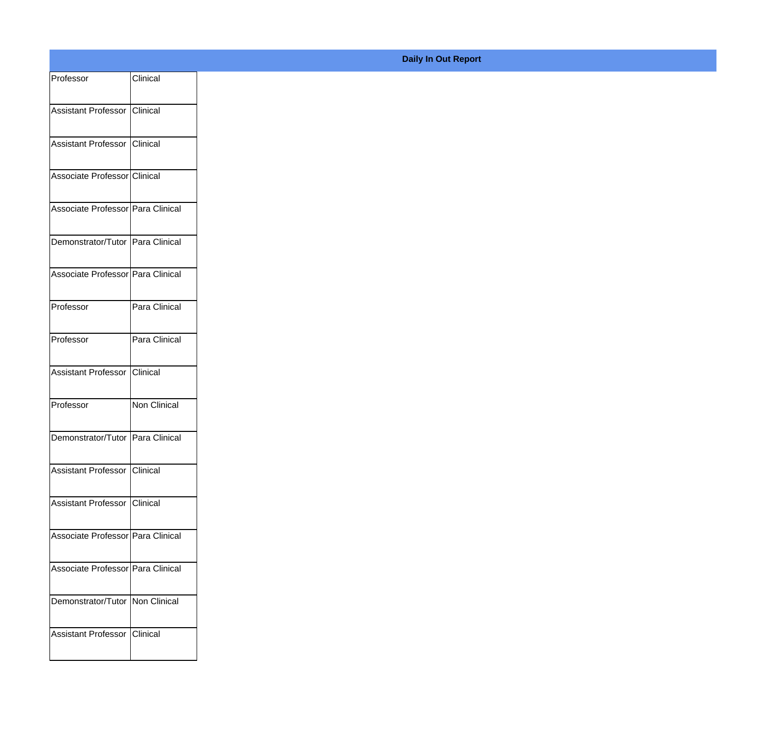**Daily In Out Report**

| | |
|---|---|
| Professor | Clinical |
| Assistant Professor | Clinical |
| Assistant Professor | Clinical |
| Associate Professor | Clinical |
| Associate Professor | Para Clinical |
| Demonstrator/Tutor | Para Clinical |
| Associate Professor | Para Clinical |
| Professor | Para Clinical |
| Professor | Para Clinical |
| Assistant Professor | Clinical |
| Professor | Non Clinical |
| Demonstrator/Tutor | Para Clinical |
| Assistant Professor | Clinical |
| Assistant Professor | Clinical |
| Associate Professor | Para Clinical |
| Associate Professor | Para Clinical |
| Demonstrator/Tutor | Non Clinical |
| Assistant Professor | Clinical |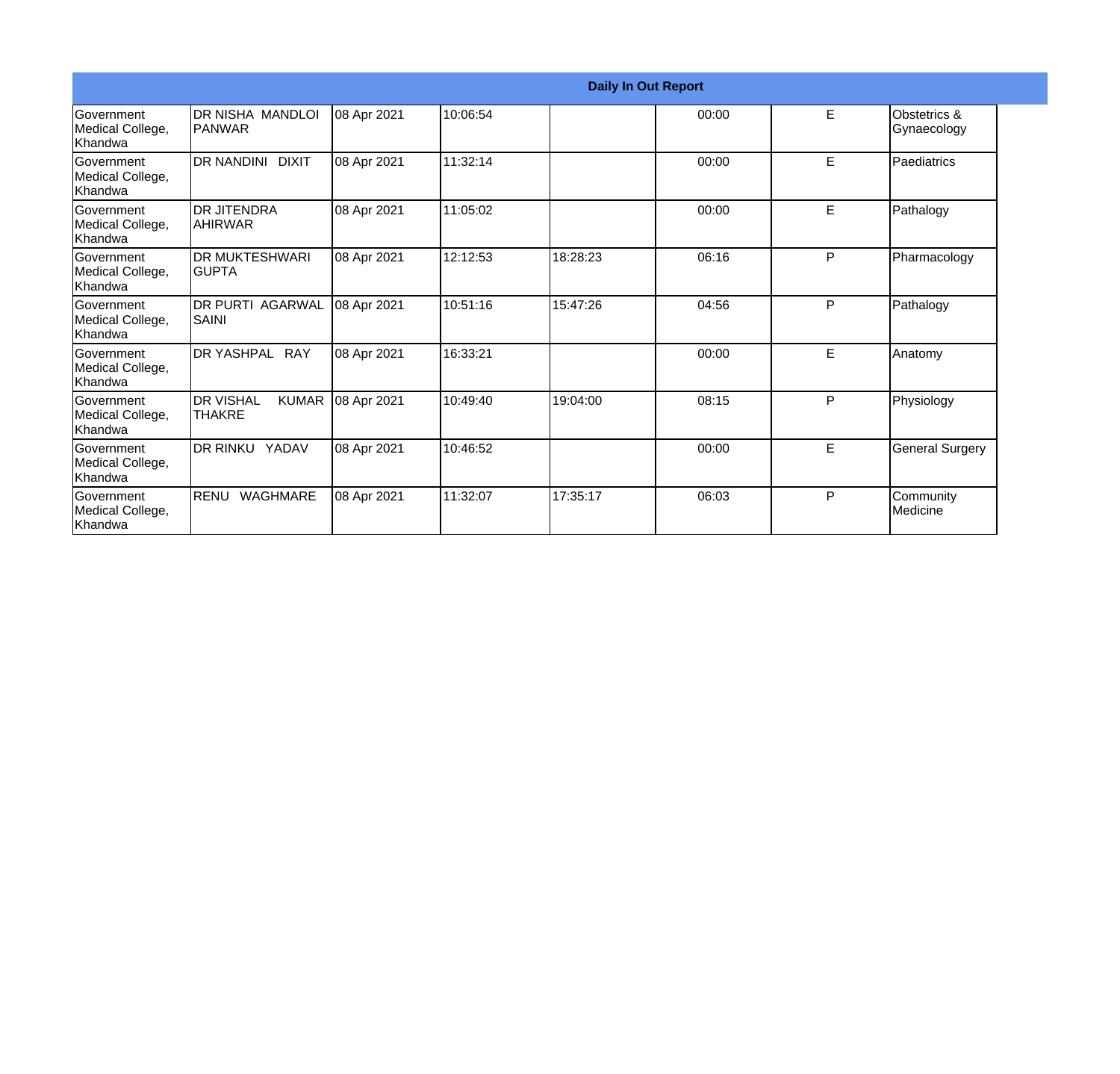| Daily In Out Report | | | | | | | |
|---|---|---|---|---|---|---|---|
| Government Medical College, Khandwa | DR NISHA MANDLOI PANWAR | 08 Apr 2021 | 10:06:54 | | 00:00 | E | Obstetrics & Gynaecology |
| Government Medical College, Khandwa | DR NANDINI DIXIT | 08 Apr 2021 | 11:32:14 | | 00:00 | E | Paediatrics |
| Government Medical College, Khandwa | DR JITENDRA AHIRWAR | 08 Apr 2021 | 11:05:02 | | 00:00 | E | Pathalogy |
| Government Medical College, Khandwa | DR MUKTESHWARI GUPTA | 08 Apr 2021 | 12:12:53 | 18:28:23 | 06:16 | P | Pharmacology |
| Government Medical College, Khandwa | DR PURTI AGARWAL SAINI | 08 Apr 2021 | 10:51:16 | 15:47:26 | 04:56 | P | Pathalogy |
| Government Medical College, Khandwa | DR YASHPAL RAY | 08 Apr 2021 | 16:33:21 | | 00:00 | E | Anatomy |
| Government Medical College, Khandwa | DR VISHAL KUMAR THAKRE | 08 Apr 2021 | 10:49:40 | 19:04:00 | 08:15 | P | Physiology |
| Government Medical College, Khandwa | DR RINKU YADAV | 08 Apr 2021 | 10:46:52 | | 00:00 | E | General Surgery |
| Government Medical College, Khandwa | RENU WAGHMARE | 08 Apr 2021 | 11:32:07 | 17:35:17 | 06:03 | P | Community Medicine |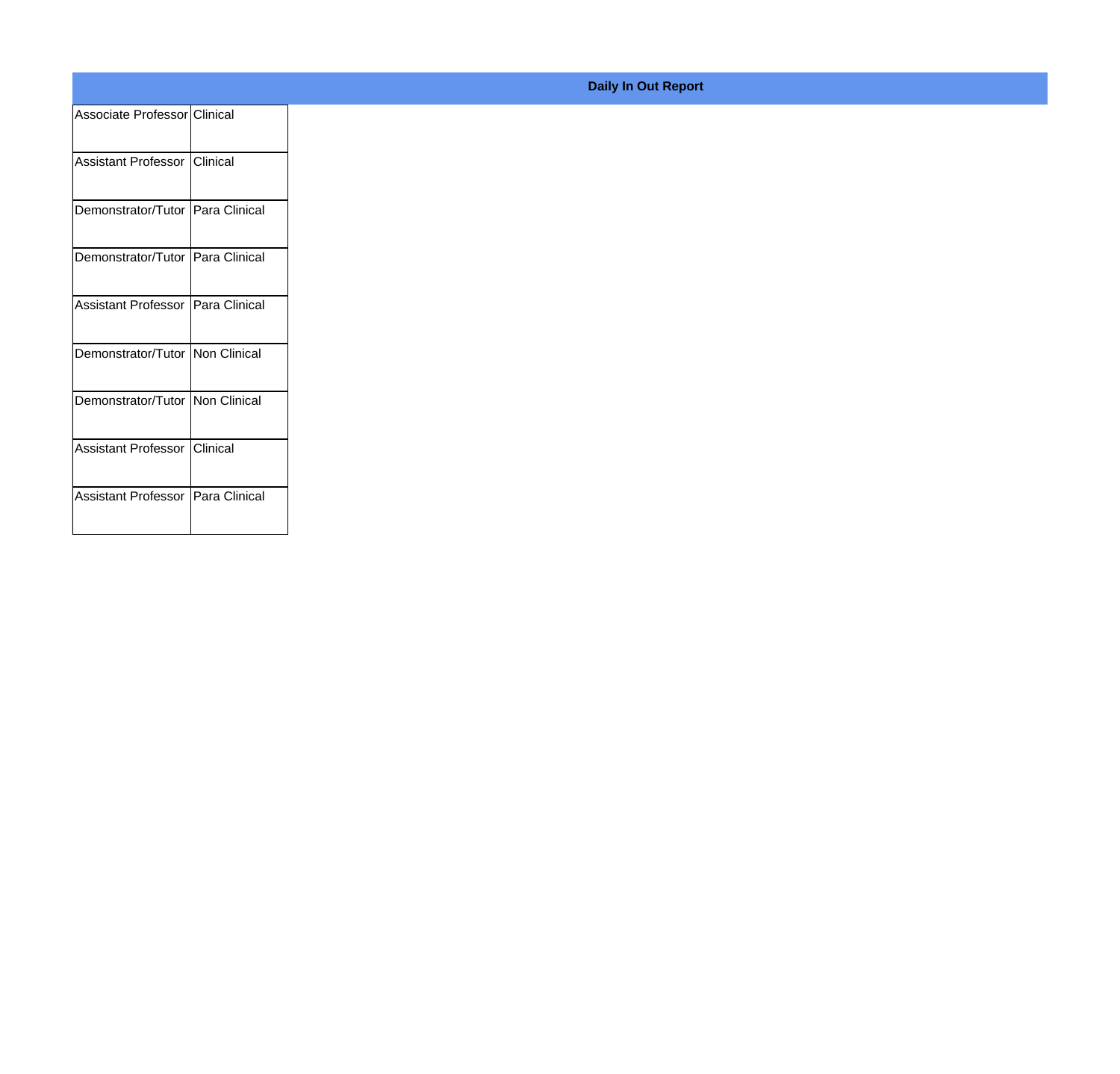**Daily In Out Report**

| | |
|---|---|
| Associate Professor | Clinical |
| Assistant Professor | Clinical |
| Demonstrator/Tutor | Para Clinical |
| Demonstrator/Tutor | Para Clinical |
| Assistant Professor | Para Clinical |
| Demonstrator/Tutor | Non Clinical |
| Demonstrator/Tutor | Non Clinical |
| Assistant Professor | Clinical |
| Assistant Professor | Para Clinical |